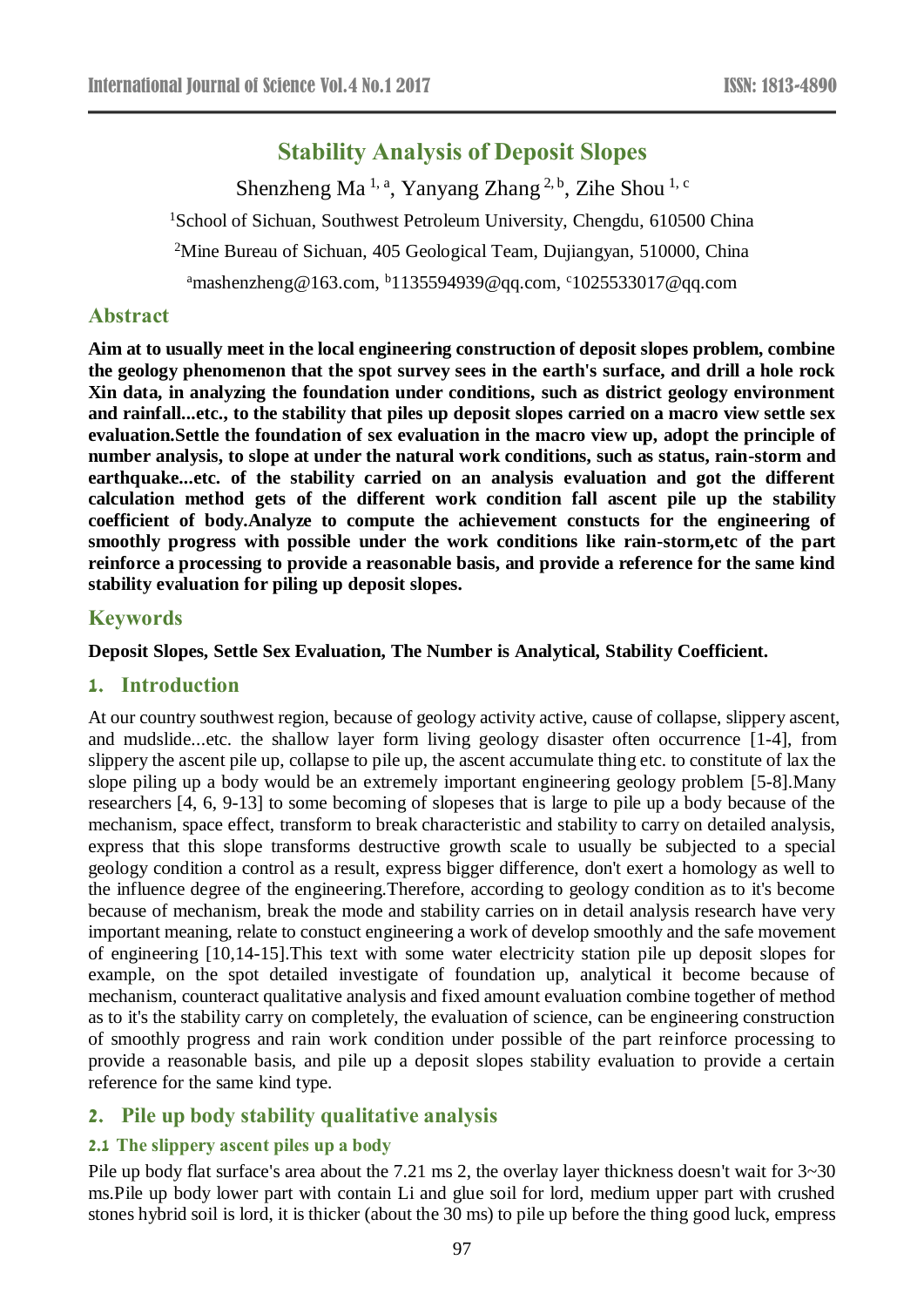# Stability Analysis of Deposit Slopes

Shenzheng Ma [1, a], Yanyang Zhang [2, b], Zihe Shou [1, c]

[1]School of Sichuan, Southwest Petroleum University, Chengdu, 610500 China

[2]Mine Bureau of Sichuan, 405 Geological Team, Dujiangyan, 510000, China

[a]mashenzheng@163.com, [b]1135594939@qq.com, [c]1025533017@qq.com

## Abstract

**Aim at to usually meet in the local engineering construction of deposit slopes problem, combine the geology phenomenon that the spot survey sees in the earth's surface, and drill a hole rock Xin data, in analyzing the foundation under conditions, such as district geology environment and rainfall...etc., to the stability that piles up deposit slopes carried on a macro view settle sex evaluation.Settle the foundation of sex evaluation in the macro view up, adopt the principle of number analysis, to slope at under the natural work conditions, such as status, rain-storm and earthquake...etc. of the stability carried on an analysis evaluation and got the different calculation method gets of the different work condition fall ascent pile up the stability coefficient of body.Analyze to compute the achievement constucts for the engineering of smoothly progress with possible under the work conditions like rain-storm,etc of the part reinforce a processing to provide a reasonable basis, and provide a reference for the same kind stability evaluation for piling up deposit slopes.**

## Keywords

**Deposit Slopes, Settle Sex Evaluation, The Number is Analytical, Stability Coefficient.**

## 1. Introduction

At our country southwest region, because of geology activity active, cause of collapse, slippery ascent, and mudslide...etc. the shallow layer form living geology disaster often occurrence [1-4], from slippery the ascent pile up, collapse to pile up, the ascent accumulate thing etc. to constitute of lax the slope piling up a body would be an extremely important engineering geology problem [5-8].Many researchers [4, 6, 9-13] to some becoming of slopeses that is large to pile up a body because of the mechanism, space effect, transform to break characteristic and stability to carry on detailed analysis, express that this slope transforms destructive growth scale to usually be subjected to a special geology condition a control as a result, express bigger difference, don't exert a homology as well to the influence degree of the engineering.Therefore, according to geology condition as to it's become because of mechanism, break the mode and stability carries on in detail analysis research have very important meaning, relate to constuct engineering a work of develop smoothly and the safe movement of engineering [10,14-15].This text with some water electricity station pile up deposit slopes for example, on the spot detailed investigate of foundation up, analytical it become because of mechanism, counteract qualitative analysis and fixed amount evaluation combine together of method as to it's the stability carry on completely, the evaluation of science, can be engineering construction of smoothly progress and rain work condition under possible of the part reinforce processing to provide a reasonable basis, and pile up a deposit slopes stability evaluation to provide a certain reference for the same kind type.

## 2. Pile up body stability qualitative analysis

### 2.1 The slippery ascent piles up a body

Pile up body flat surface's area about the 7.21 ms 2, the overlay layer thickness doesn't wait for 3~30 ms.Pile up body lower part with contain Li and glue soil for lord, medium upper part with crushed stones hybrid soil is lord, it is thicker (about the 30 ms) to pile up before the thing good luck, empress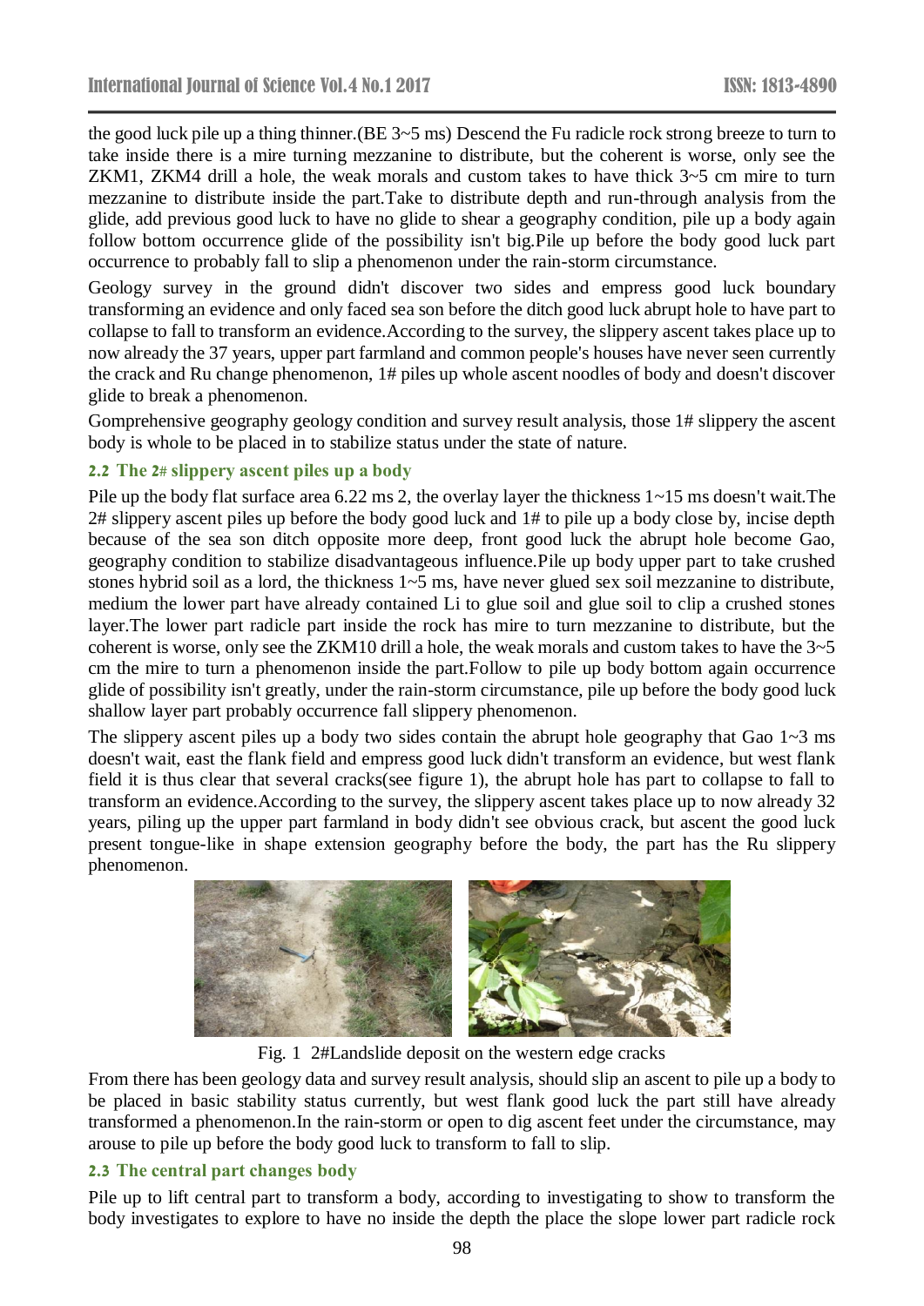the good luck pile up a thing thinner.(BE 3~5 ms) Descend the Fu radicle rock strong breeze to turn to take inside there is a mire turning mezzanine to distribute, but the coherent is worse, only see the ZKM1, ZKM4 drill a hole, the weak morals and custom takes to have thick 3~5 cm mire to turn mezzanine to distribute inside the part.Take to distribute depth and run-through analysis from the glide, add previous good luck to have no glide to shear a geography condition, pile up a body again follow bottom occurrence glide of the possibility isn't big.Pile up before the body good luck part occurrence to probably fall to slip a phenomenon under the rain-storm circumstance.

Geology survey in the ground didn't discover two sides and empress good luck boundary transforming an evidence and only faced sea son before the ditch good luck abrupt hole to have part to collapse to fall to transform an evidence.According to the survey, the slippery ascent takes place up to now already the 37 years, upper part farmland and common people's houses have never seen currently the crack and Ru change phenomenon, 1# piles up whole ascent noodles of body and doesn't discover glide to break a phenomenon.

Gomprehensive geography geology condition and survey result analysis, those 1# slippery the ascent body is whole to be placed in to stabilize status under the state of nature.

### 2.2 The 2# slippery ascent piles up a body

Pile up the body flat surface area 6.22 ms 2, the overlay layer the thickness 1~15 ms doesn't wait.The 2# slippery ascent piles up before the body good luck and 1# to pile up a body close by, incise depth because of the sea son ditch opposite more deep, front good luck the abrupt hole become Gao, geography condition to stabilize disadvantageous influence.Pile up body upper part to take crushed stones hybrid soil as a lord, the thickness 1~5 ms, have never glued sex soil mezzanine to distribute, medium the lower part have already contained Li to glue soil and glue soil to clip a crushed stones layer.The lower part radicle part inside the rock has mire to turn mezzanine to distribute, but the coherent is worse, only see the ZKM10 drill a hole, the weak morals and custom takes to have the 3~5 cm the mire to turn a phenomenon inside the part.Follow to pile up body bottom again occurrence glide of possibility isn't greatly, under the rain-storm circumstance, pile up before the body good luck shallow layer part probably occurrence fall slippery phenomenon.

The slippery ascent piles up a body two sides contain the abrupt hole geography that Gao 1~3 ms doesn't wait, east the flank field and empress good luck didn't transform an evidence, but west flank field it is thus clear that several cracks(see figure 1), the abrupt hole has part to collapse to fall to transform an evidence.According to the survey, the slippery ascent takes place up to now already 32 years, piling up the upper part farmland in body didn't see obvious crack, but ascent the good luck present tongue-like in shape extension geography before the body, the part has the Ru slippery phenomenon.

Fig. 1 2#Landslide deposit on the western edge cracks

From there has been geology data and survey result analysis, should slip an ascent to pile up a body to be placed in basic stability status currently, but west flank good luck the part still have already transformed a phenomenon.In the rain-storm or open to dig ascent feet under the circumstance, may arouse to pile up before the body good luck to transform to fall to slip.

### 2.3 The central part changes body

Pile up to lift central part to transform a body, according to investigating to show to transform the body investigates to explore to have no inside the depth the place the slope lower part radicle rock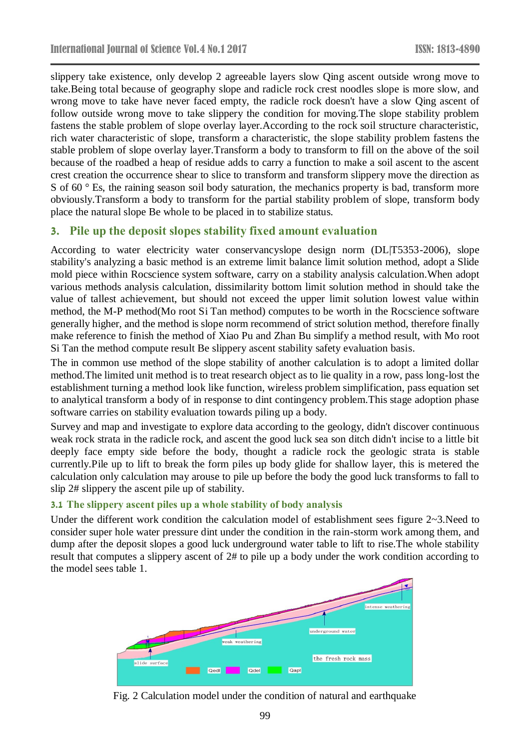slippery take existence, only develop 2 agreeable layers slow Qing ascent outside wrong move to take.Being total because of geography slope and radicle rock crest noodles slope is more slow, and wrong move to take have never faced empty, the radicle rock doesn't have a slow Qing ascent of follow outside wrong move to take slippery the condition for moving.The slope stability problem fastens the stable problem of slope overlay layer.According to the rock soil structure characteristic, rich water characteristic of slope, transform a characteristic, the slope stability problem fastens the stable problem of slope overlay layer.Transform a body to transform to fill on the above of the soil because of the roadbed a heap of residue adds to carry a function to make a soil ascent to the ascent crest creation the occurrence shear to slice to transform and transform slippery move the direction as S of 60 ° Es, the raining season soil body saturation, the mechanics property is bad, transform more obviously.Transform a body to transform for the partial stability problem of slope, transform body place the natural slope Be whole to be placed in to stabilize status.

## 3. Pile up the deposit slopes stability fixed amount evaluation

According to water electricity water conservancyslope design norm (DL|T5353-2006), slope stability's analyzing a basic method is an extreme limit balance limit solution method, adopt a Slide mold piece within Rocscience system software, carry on a stability analysis calculation.When adopt various methods analysis calculation, dissimilarity bottom limit solution method in should take the value of tallest achievement, but should not exceed the upper limit solution lowest value within method, the M-P method(Mo root Si Tan method) computes to be worth in the Rocscience software generally higher, and the method is slope norm recommend of strict solution method, therefore finally make reference to finish the method of Xiao Pu and Zhan Bu simplify a method result, with Mo root Si Tan the method compute result Be slippery ascent stability safety evaluation basis.

The in common use method of the slope stability of another calculation is to adopt a limited dollar method.The limited unit method is to treat research object as to lie quality in a row, pass long-lost the establishment turning a method look like function, wireless problem simplification, pass equation set to analytical transform a body of in response to dint contingency problem.This stage adoption phase software carries on stability evaluation towards piling up a body.

Survey and map and investigate to explore data according to the geology, didn't discover continuous weak rock strata in the radicle rock, and ascent the good luck sea son ditch didn't incise to a little bit deeply face empty side before the body, thought a radicle rock the geologic strata is stable currently.Pile up to lift to break the form piles up body glide for shallow layer, this is metered the calculation only calculation may arouse to pile up before the body the good luck transforms to fall to slip 2# slippery the ascent pile up of stability.

### 3.1 The slippery ascent piles up a whole stability of body analysis

Under the different work condition the calculation model of establishment sees figure 2~3.Need to consider super hole water pressure dint under the condition in the rain-storm work among them, and dump after the deposit slopes a good luck underground water table to lift to rise.The whole stability result that computes a slippery ascent of 2# to pile up a body under the work condition according to the model sees table 1.

Fig. 2 Calculation model under the condition of natural and earthquake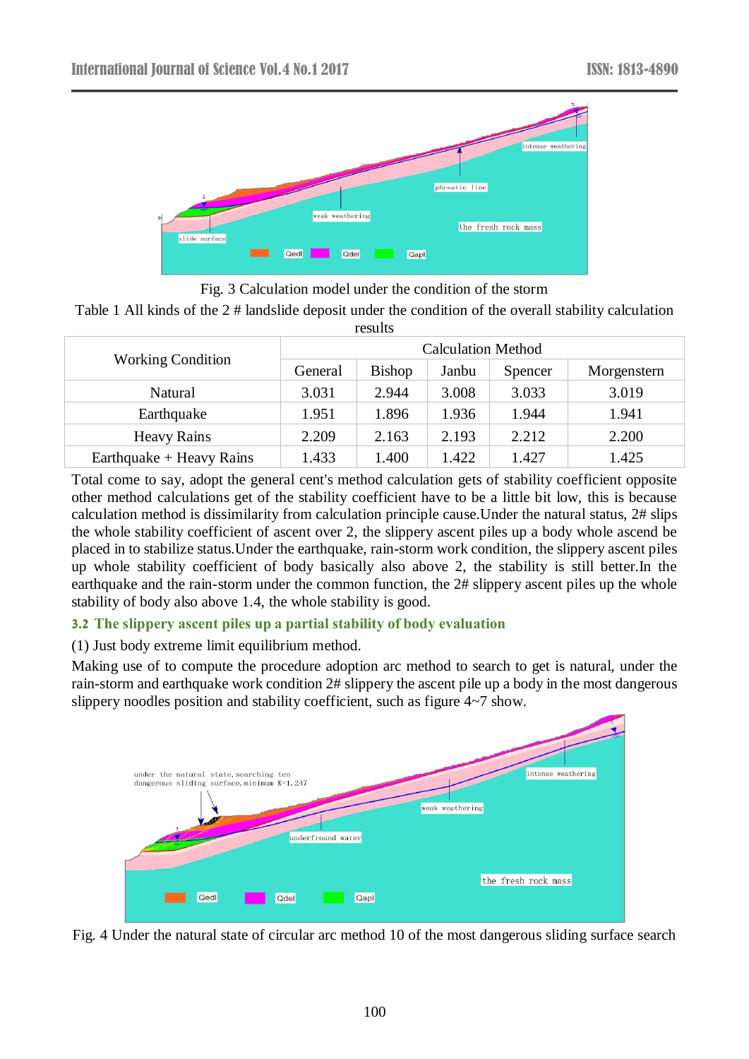Fig. 3 Calculation model under the condition of the storm

Table 1 All kinds of the 2 # landslide deposit under the condition of the overall stability calculation results

| Working Condition | Calculation Method | | | | |
|---|---|---|---|---|---|
| | General | Bishop | Janbu | Spencer | Morgenstern |
| Natural | 3.031 | 2.944 | 3.008 | 3.033 | 3.019 |
| Earthquake | 1.951 | 1.896 | 1.936 | 1.944 | 1.941 |
| Heavy Rains | 2.209 | 2.163 | 2.193 | 2.212 | 2.200 |
| Earthquake + Heavy Rains | 1.433 | 1.400 | 1.422 | 1.427 | 1.425 |

Total come to say, adopt the general cent's method calculation gets of stability coefficient opposite other method calculations get of the stability coefficient have to be a little bit low, this is because calculation method is dissimilarity from calculation principle cause.Under the natural status, 2# slips the whole stability coefficient of ascent over 2, the slippery ascent piles up a body whole ascend be placed in to stabilize status.Under the earthquake, rain-storm work condition, the slippery ascent piles up whole stability coefficient of body basically also above 2, the stability is still better.In the earthquake and the rain-storm under the common function, the 2# slippery ascent piles up the whole stability of body also above 1.4, the whole stability is good.

### 3.2 The slippery ascent piles up a partial stability of body evaluation

(1) Just body extreme limit equilibrium method.

Making use of to compute the procedure adoption arc method to search to get is natural, under the rain-storm and earthquake work condition 2# slippery the ascent pile up a body in the most dangerous slippery noodles position and stability coefficient, such as figure 4~7 show.

Fig. 4 Under the natural state of circular arc method 10 of the most dangerous sliding surface search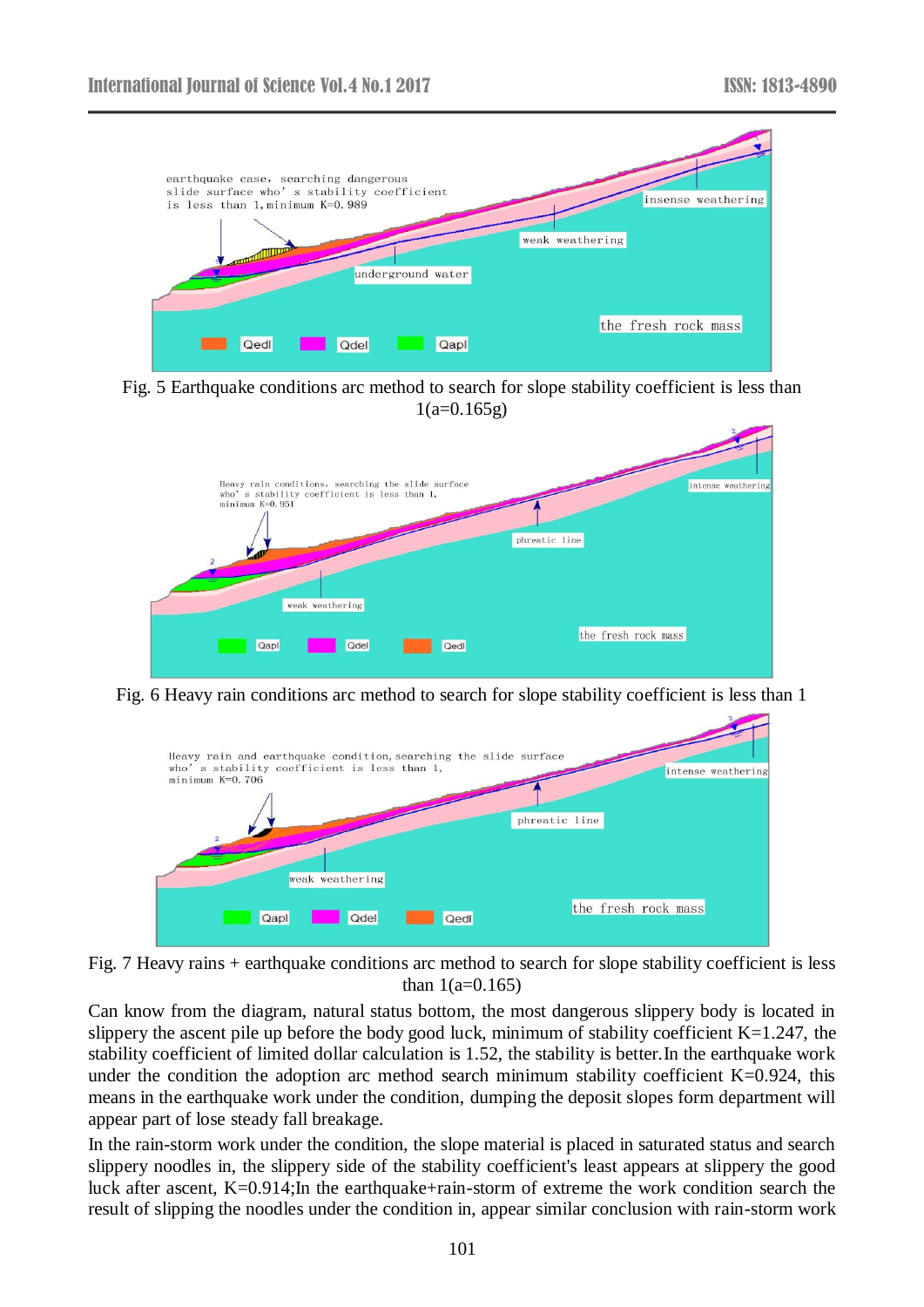Fig. 5 Earthquake conditions arc method to search for slope stability coefficient is less than 1(a=0.165g)

Fig. 6 Heavy rain conditions arc method to search for slope stability coefficient is less than 1

Fig. 7 Heavy rains + earthquake conditions arc method to search for slope stability coefficient is less than 1(a=0.165)

Can know from the diagram, natural status bottom, the most dangerous slippery body is located in slippery the ascent pile up before the body good luck, minimum of stability coefficient K=1.247, the stability coefficient of limited dollar calculation is 1.52, the stability is better.In the earthquake work under the condition the adoption arc method search minimum stability coefficient K=0.924, this means in the earthquake work under the condition, dumping the deposit slopes form department will appear part of lose steady fall breakage.

In the rain-storm work under the condition, the slope material is placed in saturated status and search slippery noodles in, the slippery side of the stability coefficient's least appears at slippery the good luck after ascent, K=0.914;In the earthquake+rain-storm of extreme the work condition search the result of slipping the noodles under the condition in, appear similar conclusion with rain-storm work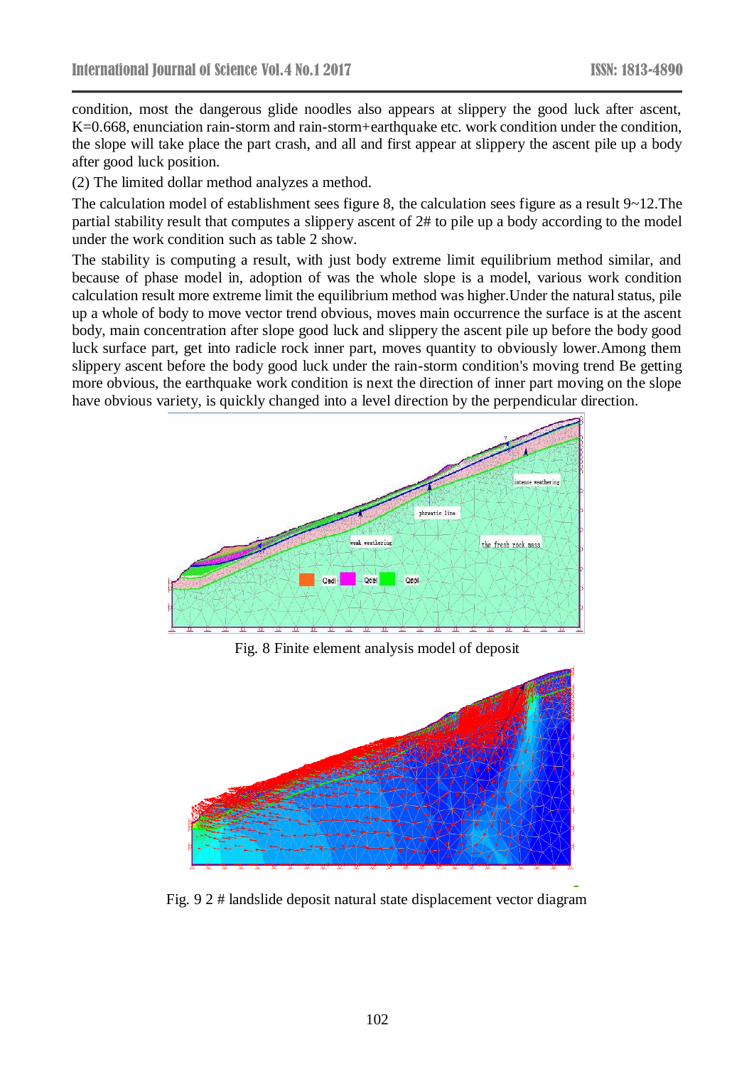condition, most the dangerous glide noodles also appears at slippery the good luck after ascent, K=0.668, enunciation rain-storm and rain-storm+earthquake etc. work condition under the condition, the slope will take place the part crash, and all and first appear at slippery the ascent pile up a body after good luck position.

(2) The limited dollar method analyzes a method.

The calculation model of establishment sees figure 8, the calculation sees figure as a result 9~12.The partial stability result that computes a slippery ascent of 2# to pile up a body according to the model under the work condition such as table 2 show.

The stability is computing a result, with just body extreme limit equilibrium method similar, and because of phase model in, adoption of was the whole slope is a model, various work condition calculation result more extreme limit the equilibrium method was higher.Under the natural status, pile up a whole of body to move vector trend obvious, moves main occurrence the surface is at the ascent body, main concentration after slope good luck and slippery the ascent pile up before the body good luck surface part, get into radicle rock inner part, moves quantity to obviously lower.Among them slippery ascent before the body good luck under the rain-storm condition's moving trend Be getting more obvious, the earthquake work condition is next the direction of inner part moving on the slope have obvious variety, is quickly changed into a level direction by the perpendicular direction.

Fig. 8 Finite element analysis model of deposit

Fig. 9 2 # landslide deposit natural state displacement vector diagram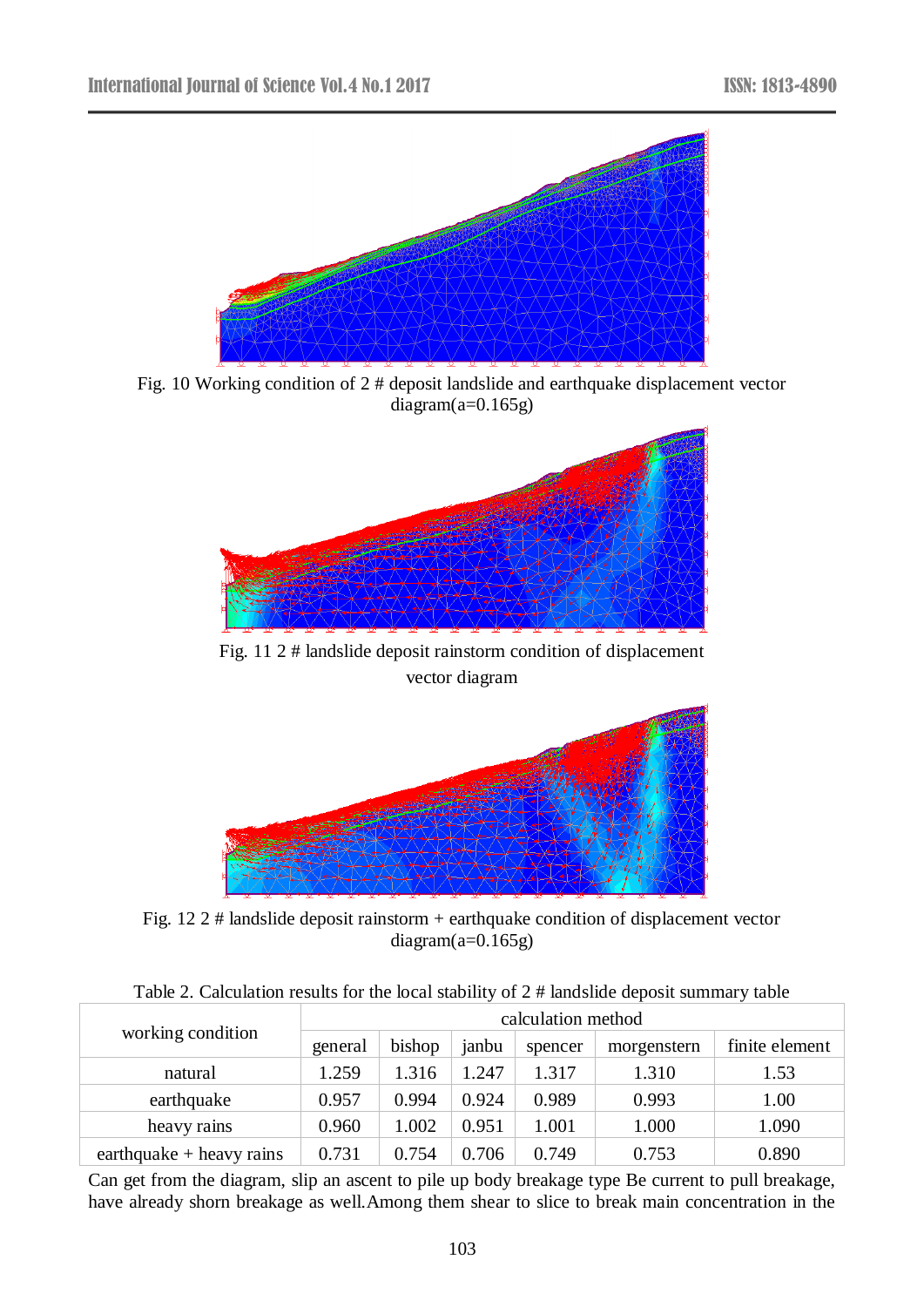Fig. 10 Working condition of 2 # deposit landslide and earthquake displacement vector diagram(a=0.165g)

Fig. 11 2 # landslide deposit rainstorm condition of displacement vector diagram

Fig. 12 2 # landslide deposit rainstorm + earthquake condition of displacement vector diagram(a=0.165g)

Table 2. Calculation results for the local stability of 2 # landslide deposit summary table

| working condition | calculation method | | | | | |
|---|---|---|---|---|---|---|
| | general | bishop | janbu | spencer | morgenstern | finite element |
| natural | 1.259 | 1.316 | 1.247 | 1.317 | 1.310 | 1.53 |
| earthquake | 0.957 | 0.994 | 0.924 | 0.989 | 0.993 | 1.00 |
| heavy rains | 0.960 | 1.002 | 0.951 | 1.001 | 1.000 | 1.090 |
| earthquake + heavy rains | 0.731 | 0.754 | 0.706 | 0.749 | 0.753 | 0.890 |

Can get from the diagram, slip an ascent to pile up body breakage type Be current to pull breakage, have already shorn breakage as well.Among them shear to slice to break main concentration in the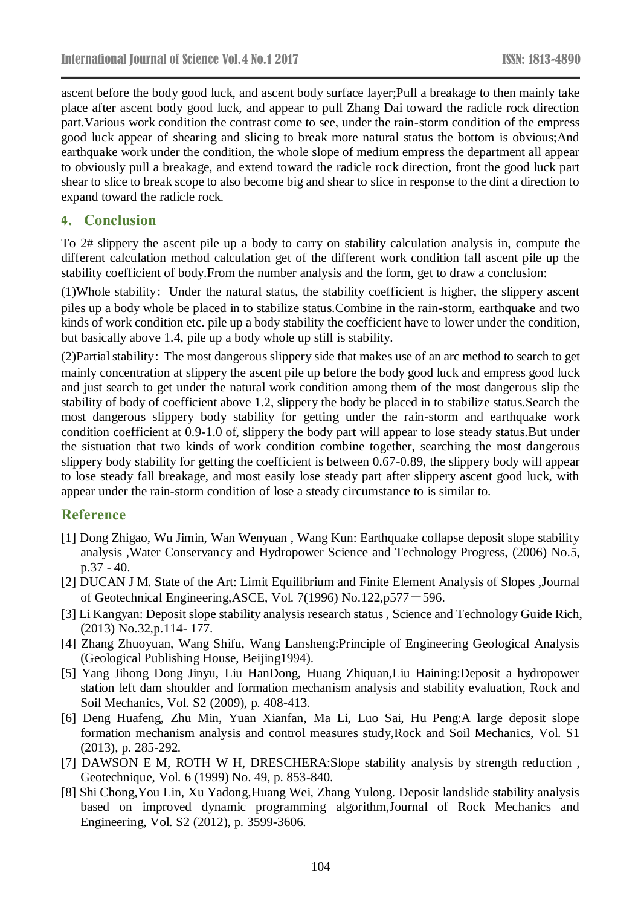ascent before the body good luck, and ascent body surface layer;Pull a breakage to then mainly take place after ascent body good luck, and appear to pull Zhang Dai toward the radicle rock direction part.Various work condition the contrast come to see, under the rain-storm condition of the empress good luck appear of shearing and slicing to break more natural status the bottom is obvious;And earthquake work under the condition, the whole slope of medium empress the department all appear to obviously pull a breakage, and extend toward the radicle rock direction, front the good luck part shear to slice to break scope to also become big and shear to slice in response to the dint a direction to expand toward the radicle rock.

## 4. Conclusion

To 2# slippery the ascent pile up a body to carry on stability calculation analysis in, compute the different calculation method calculation get of the different work condition fall ascent pile up the stability coefficient of body.From the number analysis and the form, get to draw a conclusion:

(1)Whole stability: Under the natural status, the stability coefficient is higher, the slippery ascent piles up a body whole be placed in to stabilize status.Combine in the rain-storm, earthquake and two kinds of work condition etc. pile up a body stability the coefficient have to lower under the condition, but basically above 1.4, pile up a body whole up still is stability.

(2)Partial stability: The most dangerous slippery side that makes use of an arc method to search to get mainly concentration at slippery the ascent pile up before the body good luck and empress good luck and just search to get under the natural work condition among them of the most dangerous slip the stability of body of coefficient above 1.2, slippery the body be placed in to stabilize status.Search the most dangerous slippery body stability for getting under the rain-storm and earthquake work condition coefficient at 0.9-1.0 of, slippery the body part will appear to lose steady status.But under the sistuation that two kinds of work condition combine together, searching the most dangerous slippery body stability for getting the coefficient is between 0.67-0.89, the slippery body will appear to lose steady fall breakage, and most easily lose steady part after slippery ascent good luck, with appear under the rain-storm condition of lose a steady circumstance to is similar to.

## Reference

[1] Dong Zhigao, Wu Jimin, Wan Wenyuan , Wang Kun: Earthquake collapse deposit slope stability analysis ,Water Conservancy and Hydropower Science and Technology Progress, (2006) No.5, p.37 - 40.

[2] DUCAN J M. State of the Art: Limit Equilibrium and Finite Element Analysis of Slopes ,Journal of Geotechnical Engineering,ASCE, Vol. 7(1996) No.122,p577－596.

[3] Li Kangyan: Deposit slope stability analysis research status , Science and Technology Guide Rich, (2013) No.32,p.114- 177.

[4] Zhang Zhuoyuan, Wang Shifu, Wang Lansheng:Principle of Engineering Geological Analysis (Geological Publishing House, Beijing1994).

[5] Yang Jihong Dong Jinyu, Liu HanDong, Huang Zhiquan,Liu Haining:Deposit a hydropower station left dam shoulder and formation mechanism analysis and stability evaluation, Rock and Soil Mechanics, Vol. S2 (2009), p. 408-413.

[6] Deng Huafeng, Zhu Min, Yuan Xianfan, Ma Li, Luo Sai, Hu Peng:A large deposit slope formation mechanism analysis and control measures study,Rock and Soil Mechanics, Vol. S1 (2013), p. 285-292.

[7] DAWSON E M, ROTH W H, DRESCHERA:Slope stability analysis by strength reduction , Geotechnique, Vol. 6 (1999) No. 49, p. 853-840.

[8] Shi Chong,You Lin, Xu Yadong,Huang Wei, Zhang Yulong. Deposit landslide stability analysis based on improved dynamic programming algorithm,Journal of Rock Mechanics and Engineering, Vol. S2 (2012), p. 3599-3606.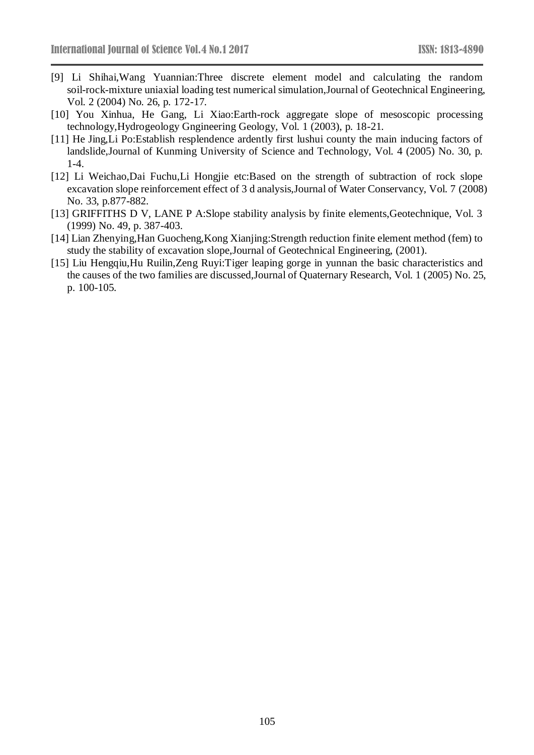[9] Li Shihai,Wang Yuannian:Three discrete element model and calculating the random soil-rock-mixture uniaxial loading test numerical simulation,Journal of Geotechnical Engineering, Vol. 2 (2004) No. 26, p. 172-17.

[10] You Xinhua, He Gang, Li Xiao:Earth-rock aggregate slope of mesoscopic processing technology,Hydrogeology Gngineering Geology, Vol. 1 (2003), p. 18-21.

[11] He Jing,Li Po:Establish resplendence ardently first lushui county the main inducing factors of landslide,Journal of Kunming University of Science and Technology, Vol. 4 (2005) No. 30, p. 1-4.

[12] Li Weichao,Dai Fuchu,Li Hongjie etc:Based on the strength of subtraction of rock slope excavation slope reinforcement effect of 3 d analysis,Journal of Water Conservancy, Vol. 7 (2008) No. 33, p.877-882.

[13] GRIFFITHS D V, LANE P A:Slope stability analysis by finite elements,Geotechnique, Vol. 3 (1999) No. 49, p. 387-403.

[14] Lian Zhenying,Han Guocheng,Kong Xianjing:Strength reduction finite element method (fem) to study the stability of excavation slope,Journal of Geotechnical Engineering, (2001).

[15] Liu Hengqiu,Hu Ruilin,Zeng Ruyi:Tiger leaping gorge in yunnan the basic characteristics and the causes of the two families are discussed,Journal of Quaternary Research, Vol. 1 (2005) No. 25, p. 100-105.